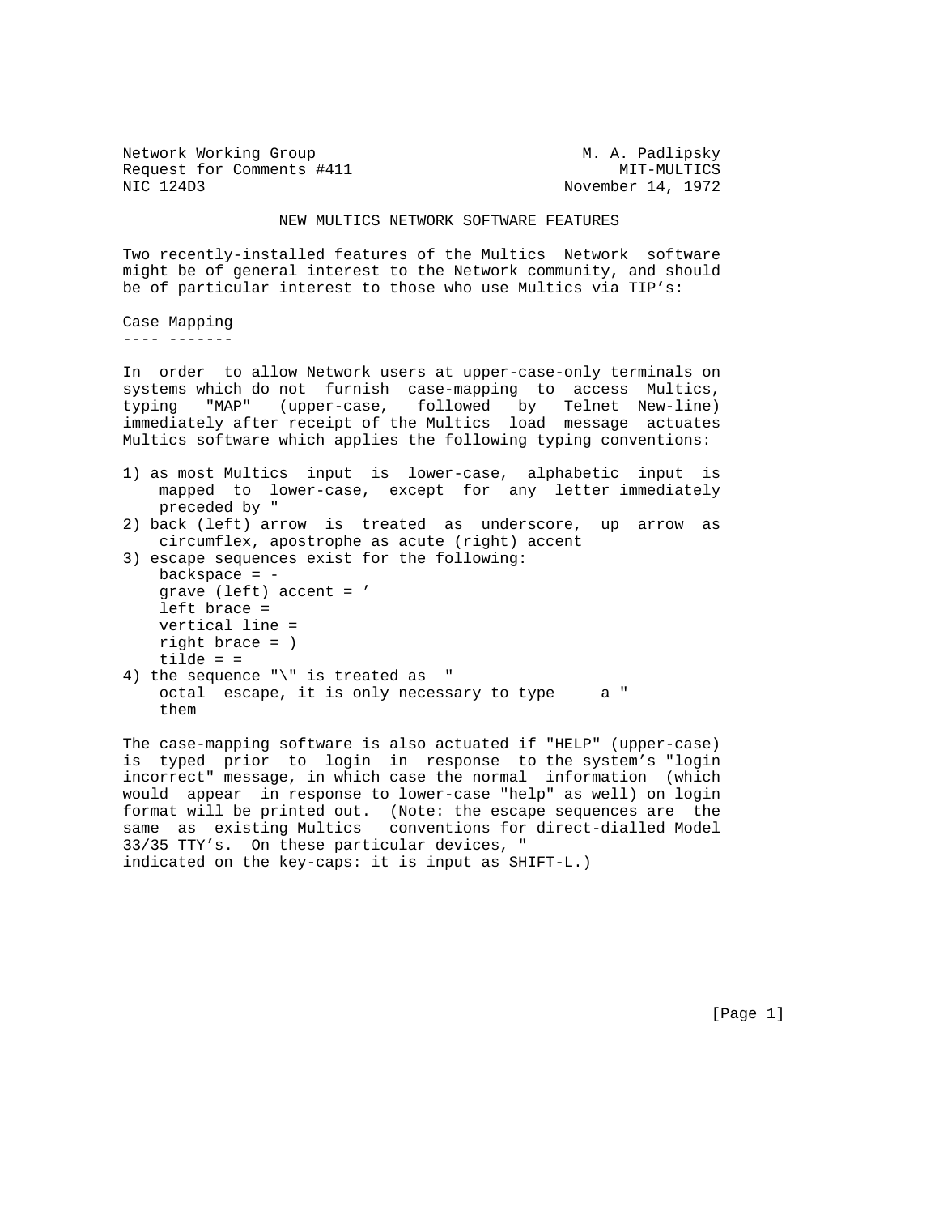Network Working Group M. A. Padlipsky
Request for Comments #411 MIT-MULTICS
NIC 124D3 November 14, 1972

# NEW MULTICS NETWORK SOFTWARE FEATURES

Two recently-installed features of the Multics Network software might be of general interest to the Network community, and should be of particular interest to those who use Multics via TIP's:

## Case Mapping

In order to allow Network users at upper-case-only terminals on systems which do not furnish case-mapping to access Multics, typing "MAP" (upper-case, followed by Telnet New-line) immediately after receipt of the Multics load message actuates Multics software which applies the following typing conventions:

1) as most Multics input is lower-case, alphabetic input is mapped to lower-case, except for any letter immediately preceded by "
2) back (left) arrow is treated as underscore, up arrow as circumflex, apostrophe as acute (right) accent
3) escape sequences exist for the following:
   backspace = -
   grave (left) accent = '
   left brace =
   vertical line =
   right brace = )
   tilde = =
4) the sequence "\" is treated as "
   octal escape, it is only necessary to type a "
   them

The case-mapping software is also actuated if "HELP" (upper-case) is typed prior to login in response to the system's "login incorrect" message, in which case the normal information (which would appear in response to lower-case "help" as well) on login format will be printed out. (Note: the escape sequences are the same as existing Multics conventions for direct-dialled Model 33/35 TTY's. On these particular devices, "
indicated on the key-caps: it is input as SHIFT-L.)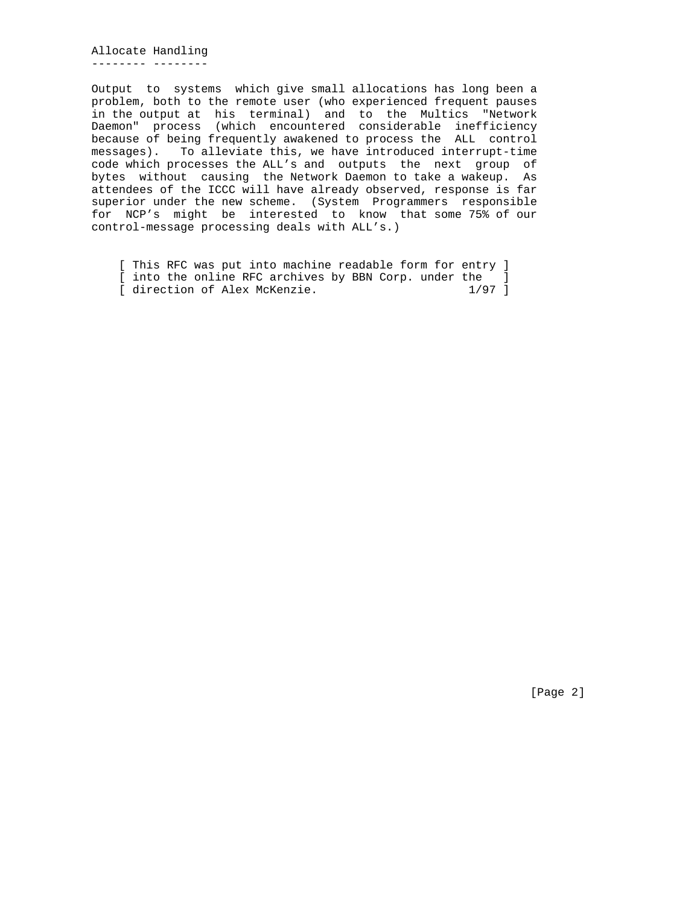## Allocate Handling

Output to systems which give small allocations has long been a problem, both to the remote user (who experienced frequent pauses in the output at his terminal) and to the Multics "Network Daemon" process (which encountered considerable inefficiency because of being frequently awakened to process the ALL control messages). To alleviate this, we have introduced interrupt-time code which processes the ALL's and outputs the next group of bytes without causing the Network Daemon to take a wakeup. As attendees of the ICCC will have already observed, response is far superior under the new scheme. (System Programmers responsible for NCP's might be interested to know that some 75% of our control-message processing deals with ALL's.)

[ This RFC was put into machine readable form for entry ]
[ into the online RFC archives by BBN Corp. under the ]
[ direction of Alex McKenzie. 1/97 ]